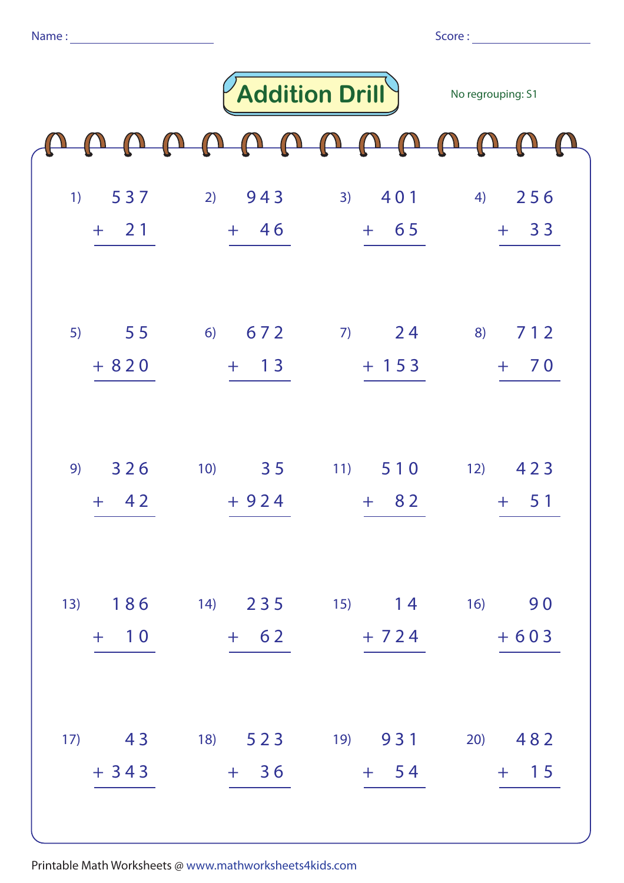Name : ____________________ Score : ____________________

# Addition Drill

No regrouping: S1

1) $537 + 21$

2) $943 + 46$

3) $401 + 65$

4) $256 + 33$

5) $55 + 820$

6) $672 + 13$

7) $24 + 153$

8) $712 + 70$

9) $326 + 42$

10) $35 + 924$

11) $510 + 82$

12) $423 + 51$

13) $186 + 10$

14) $235 + 62$

15) $14 + 724$

16) $90 + 603$

17) $43 + 343$

18) $523 + 36$

19) $931 + 54$

20) $482 + 15$

Printable Math Worksheets @ www.mathworksheets4kids.com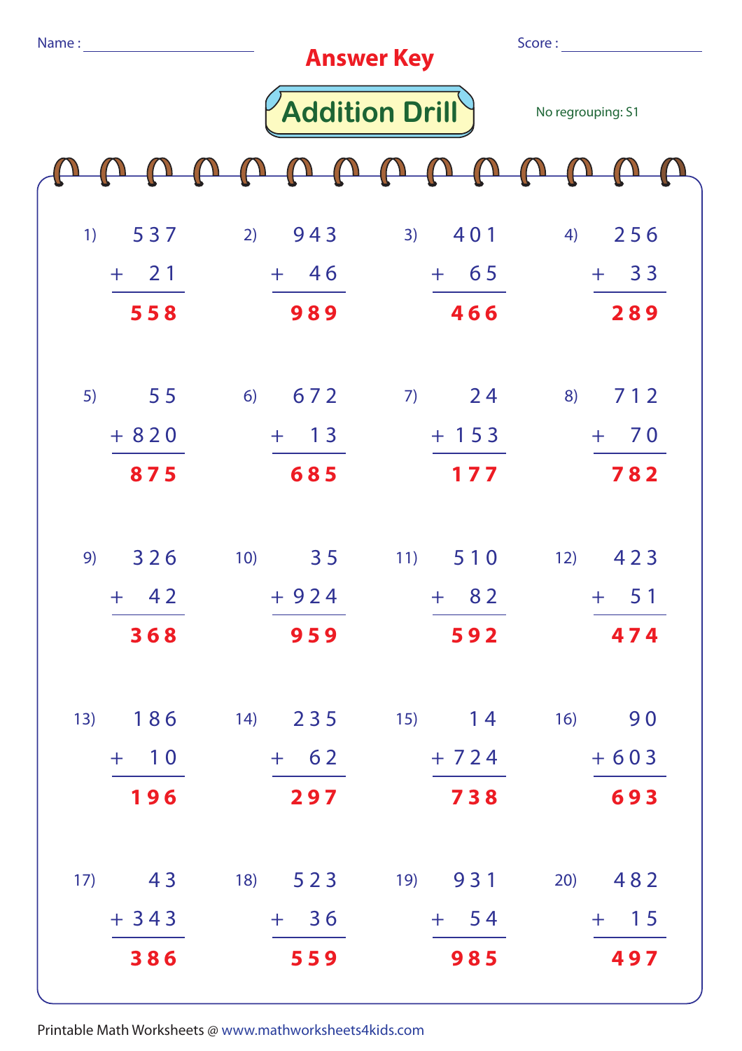Name : ______________________

Score : ______________________

# Answer Key

## Addition Drill

No regrouping: S1

| | | | |
|---|---|---|---|
| 1) $537 + 21 = $ **558** | 2) $943 + 46 = $ **989** | 3) $401 + 65 = $ **466** | 4) $256 + 33 = $ **289** |
| 5) $55 + 820 = $ **875** | 6) $672 + 13 = $ **685** | 7) $24 + 153 = $ **177** | 8) $712 + 70 = $ **782** |
| 9) $326 + 42 = $ **368** | 10) $35 + 924 = $ **959** | 11) $510 + 82 = $ **592** | 12) $423 + 51 = $ **474** |
| 13) $186 + 10 = $ **196** | 14) $235 + 62 = $ **297** | 15) $14 + 724 = $ **738** | 16) $90 + 603 = $ **693** |
| 17) $43 + 343 = $ **386** | 18) $523 + 36 = $ **559** | 19) $931 + 54 = $ **985** | 20) $482 + 15 = $ **497** |

Printable Math Worksheets @ www.mathworksheets4kids.com